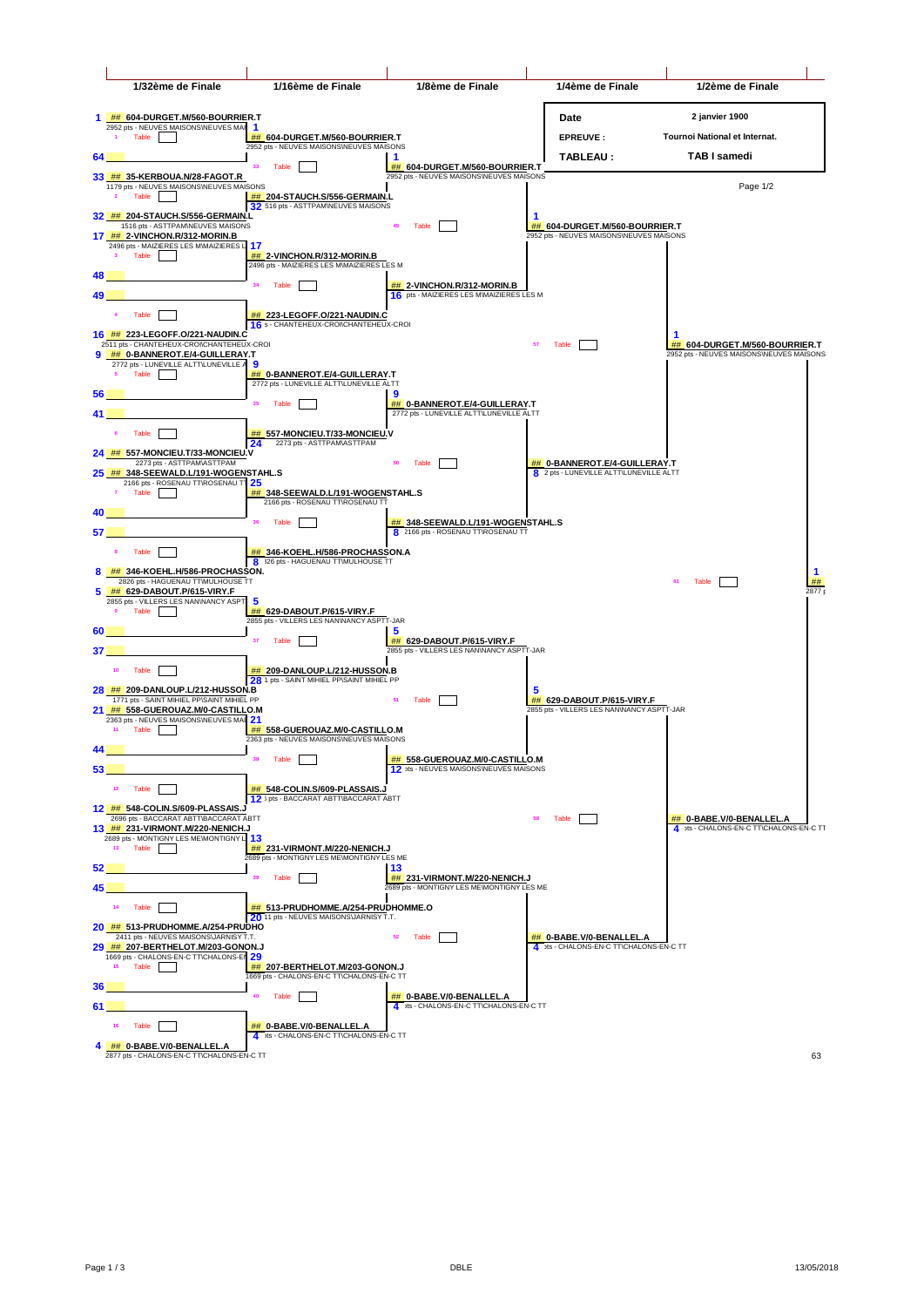| 1/32ème de Finale | 1/16ème de Finale | 1/8ème de Finale | 1/4ème de Finale | 1/2ème de Finale |
|---|---|---|---|---|

| | |
|---|---|
| Date | 2 janvier 1900 |
| EPREUVE : | Tournoi National et Internat. |
| TABLEAU : | TAB I samedi |

Page 1/2

## 1/32ème de Finale

| Table | Seed | Joueurs | Points / Club |
|---|---|---|---|
| 1 | 1 | ## 604-DURGET.M/560-BOURRIER.T | 2952 pts - NEUVES MAISONS\NEUVES MAI |
| | 64 | | |
| 2 | 33 | ## 35-KERBOUA.N/28-FAGOT.R | 1179 pts - NEUVES MAISONS\NEUVES MAISONS |
| | 32 | ## 204-STAUCH.S/556-GERMAIN.L | 1516 pts - ASTTPAM\NEUVES MAISONS |
| 3 | 17 | ## 2-VINCHON.R/312-MORIN.B | 2496 pts - MAIZIERES LES M\MAIZIERES L |
| | 48 | | |
| 4 | 49 | | |
| | 16 | ## 223-LEGOFF.O/221-NAUDIN.C | 2511 pts - CHANTEHEUX-CROI\CHANTEHEUX-CROI |
| 5 | 9 | ## 0-BANNEROT.E/4-GUILLERAY.T | 2772 pts - LUNEVILLE ALTT\LUNEVILLE A |
| | 56 | | |
| 6 | 41 | | |
| | 24 | ## 557-MONCIEU.T/33-MONCIEU.V | 2273 pts - ASTTPAM\ASTTPAM |
| 7 | 25 | ## 348-SEEWALD.L/191-WOGENSTAHL.S | 2166 pts - ROSENAU TT\ROSENAU TT |
| | 40 | | |
| 8 | 57 | | |
| | 8 | ## 346-KOEHL.H/586-PROCHASSON. | 2826 pts - HAGUENAU TT\MULHOUSE TT |
| 9 | 5 | ## 629-DABOUT.P/615-VIRY.F | 2855 pts - VILLERS LES NAN\NANCY ASPT |
| | 60 | | |
| 10 | 37 | | |
| | 28 | ## 209-DANLOUP.L/212-HUSSON.B | 1771 pts - SAINT MIHIEL PP\SAINT MIHIEL PP |
| 11 | 21 | ## 558-GUEROUAZ.M/0-CASTILLO.M | 2363 pts - NEUVES MAISONS\NEUVES MAI |
| | 44 | | |
| 12 | 53 | | |
| | 12 | ## 548-COLIN.S/609-PLASSAIS.J | 2696 pts - BACCARAT ABTT\BACCARAT ABTT |
| 13 | 13 | ## 231-VIRMONT.M/220-NENICH.J | 2689 pts - MONTIGNY LES ME\MONTIGNY L |
| | 52 | | |
| 14 | 45 | | |
| | 20 | ## 513-PRUDHOMME.A/254-PRUDHO | 2411 pts - NEUVES MAISONS\JARNISY T.T. |
| 15 | 29 | ## 207-BERTHELOT.M/203-GONON.J | 1669 pts - CHALONS-EN-C TT\CHALONS-EN |
| | 36 | | |
| 16 | 61 | | |
| | 4 | ## 0-BABE.V/0-BENALLEL.A | 2877 pts - CHALONS-EN-C TT\CHALONS-EN-C TT |

## 1/16ème de Finale

| Table | Seed | Joueurs | Points / Club |
|---|---|---|---|
| 33 | 1 | ## 604-DURGET.M/560-BOURRIER.T | 2952 pts - NEUVES MAISONS\NEUVES MAISONS |
| | 32 | ## 204-STAUCH.S/556-GERMAIN.L | 516 pts - ASTTPAM\NEUVES MAISONS |
| 34 | 17 | ## 2-VINCHON.R/312-MORIN.B | 2496 pts - MAIZIERES LES M\MAIZIERES LES M |
| | 16 | ## 223-LEGOFF.O/221-NAUDIN.C | s - CHANTEHEUX-CROI\CHANTEHEUX-CROI |
| 35 | 9 | ## 0-BANNEROT.E/4-GUILLERAY.T | 2772 pts - LUNEVILLE ALTT\LUNEVILLE ALTT |
| | 24 | ## 557-MONCIEU.T/33-MONCIEU.V | 2273 pts - ASTTPAM\ASTTPAM |
| 36 | 25 | ## 348-SEEWALD.L/191-WOGENSTAHL.S | 2166 pts - ROSENAU TT\ROSENAU TT |
| | 8 | ## 346-KOEHL.H/586-PROCHASSON.A | !26 pts - HAGUENAU TT\MULHOUSE TT |
| 37 | 5 | ## 629-DABOUT.P/615-VIRY.F | 2855 pts - VILLERS LES NAN\NANCY ASPTT-JAR |
| | 28 | ## 209-DANLOUP.L/212-HUSSON.B | 1 pts - SAINT MIHIEL PP\SAINT MIHIEL PP |
| 38 | 21 | ## 558-GUEROUAZ.M/0-CASTILLO.M | 2363 pts - NEUVES MAISONS\NEUVES MAISONS |
| | 12 | ## 548-COLIN.S/609-PLASSAIS.J | ) pts - BACCARAT ABTT\BACCARAT ABTT |
| 39 | 13 | ## 231-VIRMONT.M/220-NENICH.J | 2689 pts - MONTIGNY LES ME\MONTIGNY LES ME |
| | 20 | ## 513-PRUDHOMME.A/254-PRUDHOMME.O | 11 pts - NEUVES MAISONS\JARNISY T.T. |
| 40 | 29 | ## 207-BERTHELOT.M/203-GONON.J | 1669 pts - CHALONS-EN-C TT\CHALONS-EN-C TT |
| | 4 | ## 0-BABE.V/0-BENALLEL.A | pts - CHALONS-EN-C TT\CHALONS-EN-C TT |

## 1/8ème de Finale

| Table | Seed | Joueurs | Points / Club |
|---|---|---|---|
| 49 | 1 | ## 604-DURGET.M/560-BOURRIER.T | 2952 pts - NEUVES MAISONS\NEUVES MAISONS |
| | 16 | ## 2-VINCHON.R/312-MORIN.B | pts - MAIZIERES LES M\MAIZIERES LES M |
| 50 | 9 | ## 0-BANNEROT.E/4-GUILLERAY.T | 2772 pts - LUNEVILLE ALTT\LUNEVILLE ALTT |
| | 8 | ## 348-SEEWALD.L/191-WOGENSTAHL.S | 2166 pts - ROSENAU TT\ROSENAU TT |
| 51 | 5 | ## 629-DABOUT.P/615-VIRY.F | 2855 pts - VILLERS LES NAN\NANCY ASPTT-JAR |
| | 12 | ## 558-GUEROUAZ.M/0-CASTILLO.M | pts - NEUVES MAISONS\NEUVES MAISONS |
| 52 | 13 | ## 231-VIRMONT.M/220-NENICH.J | 2689 pts - MONTIGNY LES ME\MONTIGNY LES ME |
| | 4 | ## 0-BABE.V/0-BENALLEL.A | pts - CHALONS-EN-C TT\CHALONS-EN-C TT |

## 1/4ème de Finale

| Table | Seed | Joueurs | Points / Club |
|---|---|---|---|
| 57 | 1 | ## 604-DURGET.M/560-BOURRIER.T | 2952 pts - NEUVES MAISONS\NEUVES MAISONS |
| | 8 | ## 0-BANNEROT.E/4-GUILLERAY.T | 2 pts - LUNEVILLE ALTT\LUNEVILLE ALTT |
| 58 | 5 | ## 629-DABOUT.P/615-VIRY.F | 2855 pts - VILLERS LES NAN\NANCY ASPTT-JAR |
| | 4 | ## 0-BABE.V/0-BENALLEL.A | pts - CHALONS-EN-C TT\CHALONS-EN-C TT |

## 1/2ème de Finale

| Table | Seed | Joueurs | Points / Club |
|---|---|---|---|
| 61 | 1 | ## 604-DURGET.M/560-BOURRIER.T | 2952 pts - NEUVES MAISONS\NEUVES MAISONS |
| | 4 | ## 0-BABE.V/0-BENALLEL.A | pts - CHALONS-EN-C TT\CHALONS-EN-C TT |

## Finale

| Seed | Joueurs | Points |
|---|---|---|
| 1 | ## | 2877 p |

63

DBLE

13/05/2018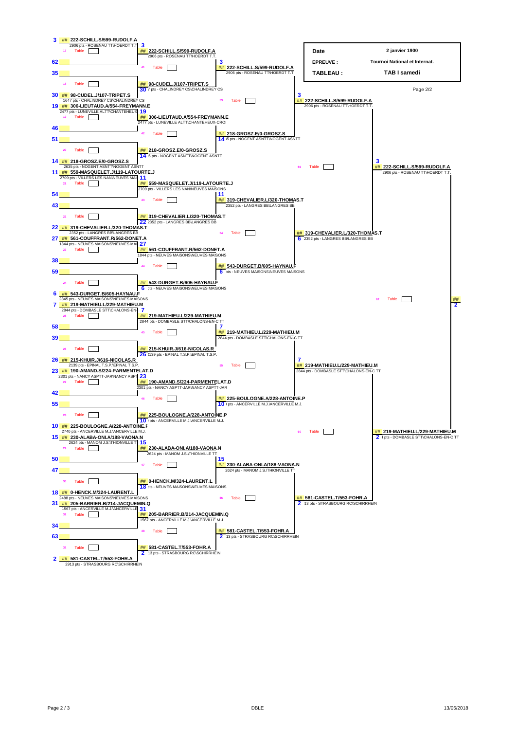| Date | 2 janvier 1900 |
|---|---|
| EPREUVE : | Tournoi National et Internat. |
| TABLEAU : | TAB I samedi |

Page 2/2

## Round 1 (first column)

| Seed | Player | Points / Club | Table |
|---|---|---|---|
| 3 | ## 222-SCHILL.S/599-RUDOLF.A | 2906 pts - ROSENAU TT\HOERDT T.T. | 17 Table |
| 62 | | | |
| 35 | | | 18 Table |
| 30 | ## 98-CUDEL.J/107-TRIPET.S | 1647 pts - CHALINDREY CS\CHALINDREY CS | |
| 19 | ## 306-LIEUTAUD.A/554-FREYMANN.E | 2477 pts - LUNEVILLE ALTT\CHANTEHEUX | 19 Table |
| 46 | | | |
| 51 | | | 20 Table |
| 14 | ## 218-GROSZ.E/0-GROSZ.S | 2635 pts - NOGENT ASNTT\NOGENT ASNTT | |
| 11 | ## 559-MASQUELET.J/119-LATOURTE.J | 2709 pts - VILLERS LES NAN\NEUVES MAI | 21 Table |
| 54 | | | |
| 43 | | | 22 Table |
| 22 | ## 319-CHEVALIER.L/320-THOMAS.T | 2352 pts - LANGRES BB\LANGRES BB | |
| 27 | ## 561-COUFFRANT.R/562-DONET.A | 1844 pts - NEUVES MAISONS\NEUVES MAI | 23 Table |
| 38 | | | |
| 59 | | | 24 Table |
| 6 | ## 543-DURGET.B/605-HAYNAU.F | 2845 pts - NEUVES MAISONS\NEUVES MAISONS | |
| 7 | ## 219-MATHIEU.L/229-MATHIEU.M | 2844 pts - DOMBASLE STT\CHALONS-EN- | 25 Table |
| 58 | | | |
| 39 | | | 26 Table |
| 26 | ## 215-KHUIR.J/616-NICOLAS.R | 2139 pts - EPINAL T.S.P.\EPINAL T.S.P. | |
| 23 | ## 190-AMAND.S/224-PARMENTELAT.D | 2301 pts - NANCY ASPTT-JAR\NANCY ASPT | 27 Table |
| 42 | | | |
| 55 | | | 28 Table |
| 10 | ## 225-BOULOGNE.A/228-ANTOINE.P | 2740 pts - ANCERVILLE M.J.\ANCERVILLE M.J. | |
| 15 | ## 230-ALABA-ONI.A/188-VAONA.N | 2624 pts - MANOM J.S.\THIONVILLE TT | 29 Table |
| 50 | | | |
| 47 | | | 30 Table |
| 18 | ## 0-HENCK.M/324-LAURENT.L | 2488 pts - NEUVES MAISONS\NEUVES MAISONS | |
| 31 | ## 205-BARRIER.B/214-JACQUEMIN.Q | 1567 pts - ANCERVILLE M.J.\ANCERVILLE | 31 Table |
| 34 | | | |
| 63 | | | 32 Table |
| 2 | ## 581-CASTEL.T/553-FOHR.A | 2913 pts - STRASBOURG RC\SCHIRRHEIN | |

## Round 2

| Seed | Player | Points / Club | Table |
|---|---|---|---|
| 3 | ## 222-SCHILL.S/599-RUDOLF.A | 2906 pts - ROSENAU TT\HOERDT T.T. | 41 Table |
| 30 | ## 98-CUDEL.J/107-TRIPET.S | 7 pts - CHALINDREY CS\CHALINDREY CS | |
| 19 | ## 306-LIEUTAUD.A/554-FREYMANN.E | 2477 pts - LUNEVILLE ALTT\CHANTEHEUX-CROI | 42 Table |
| 14 | ## 218-GROSZ.E/0-GROSZ.S | i5 pts - NOGENT ASNTT\NOGENT ASNTT | |
| 11 | ## 559-MASQUELET.J/119-LATOURTE.J | 2709 pts - VILLERS LES NAN\NEUVES MAISONS | 43 Table |
| 22 | ## 319-CHEVALIER.L/320-THOMAS.T | 2352 pts - LANGRES BB\LANGRES BB | |
| 27 | ## 561-COUFFRANT.R/562-DONET.A | 1844 pts - NEUVES MAISONS\NEUVES MAISONS | 44 Table |
| 6 | ## 543-DURGET.B/605-HAYNAU.F | pts - NEUVES MAISONS\NEUVES MAISONS | |
| 7 | ## 219-MATHIEU.L/229-MATHIEU.M | 2844 pts - DOMBASLE STT\CHALONS-EN-C TT | 45 Table |
| 26 | ## 215-KHUIR.J/616-NICOLAS.R | 2139 pts - EPINAL T.S.P.\EPINAL T.S.P. | |
| 23 | ## 190-AMAND.S/224-PARMENTELAT.D | 2301 pts - NANCY ASPTT-JAR\NANCY ASPTT-JAR | 46 Table |
| 10 | ## 225-BOULOGNE.A/228-ANTOINE.P | i pts - ANCERVILLE M.J.\ANCERVILLE M.J. | |
| 15 | ## 230-ALABA-ONI.A/188-VAONA.N | 2624 pts - MANOM J.S.\THIONVILLE TT | 47 Table |
| 18 | ## 0-HENCK.M/324-LAURENT.L | pts - NEUVES MAISONS\NEUVES MAISONS | |
| 31 | ## 205-BARRIER.B/214-JACQUEMIN.Q | 1567 pts - ANCERVILLE M.J.\ANCERVILLE M.J. | 48 Table |
| 2 | ## 581-CASTEL.T/553-FOHR.A | 13 pts - STRASBOURG RC\SCHIRRHEIN | |

## Round 3

| Seed | Player | Points / Club | Table |
|---|---|---|---|
| 3 | ## 222-SCHILL.S/599-RUDOLF.A | 2906 pts - ROSENAU TT\HOERDT T.T. | 53 Table |
| 14 | ## 218-GROSZ.E/0-GROSZ.S | i5 pts - NOGENT ASNTT\NOGENT ASNTT | |
| 11 | ## 319-CHEVALIER.L/320-THOMAS.T | 2352 pts - LANGRES BB\LANGRES BB | 54 Table |
| 6 | ## 543-DURGET.B/605-HAYNAU.F | pts - NEUVES MAISONS\NEUVES MAISONS | |
| 7 | ## 219-MATHIEU.L/229-MATHIEU.M | 2844 pts - DOMBASLE STT\CHALONS-EN-C TT | 55 Table |
| 10 | ## 225-BOULOGNE.A/228-ANTOINE.P | i pts - ANCERVILLE M.J.\ANCERVILLE M.J. | |
| 15 | ## 230-ALABA-ONI.A/188-VAONA.N | 2624 pts - MANOM J.S.\THIONVILLE TT | 56 Table |
| 2 | ## 581-CASTEL.T/553-FOHR.A | 13 pts - STRASBOURG RC\SCHIRRHEIN | |

## Quarter-finals

| Seed | Player | Points / Club | Table |
|---|---|---|---|
| 3 | ## 222-SCHILL.S/599-RUDOLF.A | 2906 pts - ROSENAU TT\HOERDT T.T. | 59 Table |
| 6 | ## 319-CHEVALIER.L/320-THOMAS.T | 2352 pts - LANGRES BB\LANGRES BB | |
| 7 | ## 219-MATHIEU.L/229-MATHIEU.M | 2844 pts - DOMBASLE STT\CHALONS-EN-C TT | 60 Table |
| 2 | ## 581-CASTEL.T/553-FOHR.A | 13 pts - STRASBOURG RC\SCHIRRHEIN | |

## Semi-finals

| Seed | Player | Points / Club | Table |
|---|---|---|---|
| 3 | ## 222-SCHILL.S/599-RUDOLF.A | 2906 pts - ROSENAU TT\HOERDT T.T. | 62 Table |
| 2 | ## 219-MATHIEU.L/229-MATHIEU.M | i pts - DOMBASLE STT\CHALONS-EN-C TT | |

## Final

| Seed | Player |
|---|---|
| 2 | ## |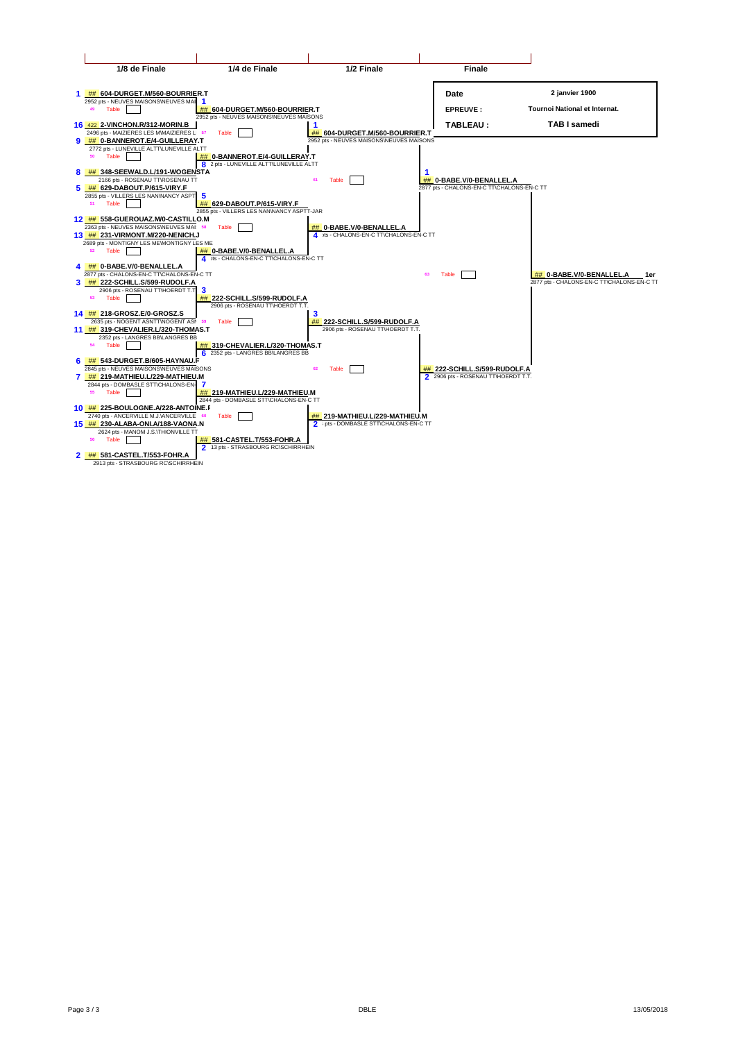| 1/8 de Finale | 1/4 de Finale | 1/2 Finale | Finale |
|---|---|---|---|

| | |
|---|---|
| Date | 2 janvier 1900 |
| EPREUVE : | Tournoi National et Internat. |
| TABLEAU : | TAB I samedi |

**1/8 de Finale**

1 ## 604-DURGET.M/560-BOURRIER.T
2952 pts - NEUVES MAISONS\NEUVES MAI
49 Table

16 422 2-VINCHON.R/312-MORIN.B
2496 pts - MAIZIERES LES M\MAIZIERES L 57 Table
9 ## 0-BANNEROT.E/4-GUILLERAY.T
2772 pts - LUNEVILLE ALTT\LUNEVILLE ALTT
50 Table

8 ## 348-SEEWALD.L/191-WOGENSTA
2166 pts - ROSENAU TT\ROSENAU TT
5 ## 629-DABOUT.P/615-VIRY.F
2855 pts - VILLERS LES NAN\NANCY ASPT
51 Table

12 ## 558-GUEROUAZ.M/0-CASTILLO.M
2363 pts - NEUVES MAISONS\NEUVES MAI 58 Table
13 ## 231-VIRMONT.M/220-NENICH.J
2689 pts - MONTIGNY LES ME\MONTIGNY LES ME
52 Table

4 ## 0-BABE.V/0-BENALLEL.A
2877 pts - CHALONS-EN-C TT\CHALONS-EN-C TT
3 ## 222-SCHILL.S/599-RUDOLF.A
2906 pts - ROSENAU TT\HOERDT T.T
53 Table

14 ## 218-GROSZ.E/0-GROSZ.S
2635 pts - NOGENT ASNTT\NOGENT ASN 59 Table
11 ## 319-CHEVALIER.L/320-THOMAS.T
2352 pts - LANGRES BB\LANGRES BB
54 Table

6 ## 543-DURGET.B/605-HAYNAU.F
2845 pts - NEUVES MAISONS\NEUVES MAISONS
7 ## 219-MATHIEU.L/229-MATHIEU.M
2844 pts - DOMBASLE STT\CHALONS-EN
55 Table

10 ## 225-BOULOGNE.A/228-ANTOINE.F
2740 pts - ANCERVILLE M.J.\ANCERVILLE 60 Table
15 ## 230-ALABA-ONI.A/188-VAONA.N
2624 pts - MANOM J.S.\THIONVILLE TT
56 Table

2 ## 581-CASTEL.T/553-FOHR.A
2913 pts - STRASBOURG RC\SCHIRRHEIN

**1/4 de Finale**

1 ## 604-DURGET.M/560-BOURRIER.T
2952 pts - NEUVES MAISONS\NEUVES MAISONS

8 ## 0-BANNEROT.E/4-GUILLERAY.T
2 pts - LUNEVILLE ALTT\LUNEVILLE ALTT

5 ## 629-DABOUT.P/615-VIRY.F
2855 pts - VILLERS LES NAN\NANCY ASPTT-JAR

4 ## 0-BABE.V/0-BENALLEL.A
pts - CHALONS-EN-C TT\CHALONS-EN-C TT

3 ## 222-SCHILL.S/599-RUDOLF.A
2906 pts - ROSENAU TT\HOERDT T.T.

6 ## 319-CHEVALIER.L/320-THOMAS.T
2352 pts - LANGRES BB\LANGRES BB

7 ## 219-MATHIEU.L/229-MATHIEU.M
2844 pts - DOMBASLE STT\CHALONS-EN-C TT

2 ## 581-CASTEL.T/553-FOHR.A
13 pts - STRASBOURG RC\SCHIRRHEIN

**1/2 Finale**

1 ## 604-DURGET.M/560-BOURRIER.T
2952 pts - NEUVES MAISONS\NEUVES MAISONS
61 Table

4 ## 0-BABE.V/0-BENALLEL.A
pts - CHALONS-EN-C TT\CHALONS-EN-C TT

3 ## 222-SCHILL.S/599-RUDOLF.A
2906 pts - ROSENAU TT\HOERDT T.T.
62 Table

2 ## 219-MATHIEU.L/229-MATHIEU.M
pts - DOMBASLE STT\CHALONS-EN-C TT

**Finale**

1 ## 0-BABE.V/0-BENALLEL.A
2877 pts - CHALONS-EN-C TT\CHALONS-EN-C TT
63 Table

2 ## 222-SCHILL.S/599-RUDOLF.A
2906 pts - ROSENAU TT\HOERDT T.T.

**Vainqueur**

## 0-BABE.V/0-BENALLEL.A 1er
2877 pts - CHALONS-EN-C TT\CHALONS-EN-C TT

DBLE